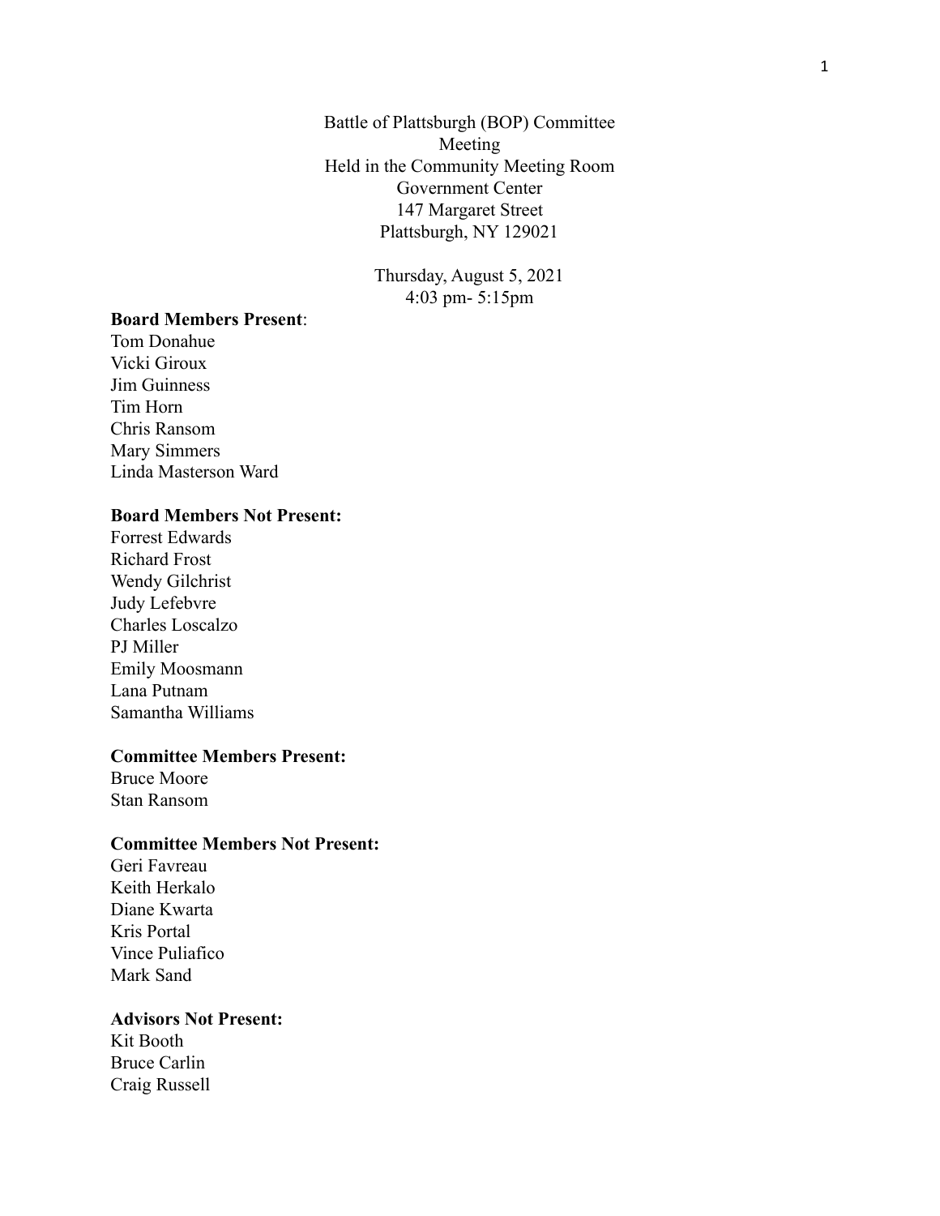Battle of Plattsburgh (BOP) Committee
Meeting
Held in the Community Meeting Room
Government Center
147 Margaret Street
Plattsburgh, NY 129021

Thursday, August 5, 2021
4:03 pm- 5:15pm

**Board Members Present**:
Tom Donahue
Vicki Giroux
Jim Guinness
Tim Horn
Chris Ransom
Mary Simmers
Linda Masterson Ward

**Board Members Not Present:**
Forrest Edwards
Richard Frost
Wendy Gilchrist
Judy Lefebvre
Charles Loscalzo
PJ Miller
Emily Moosmann
Lana Putnam
Samantha Williams

**Committee Members Present:**
Bruce Moore
Stan Ransom

**Committee Members Not Present:**
Geri Favreau
Keith Herkalo
Diane Kwarta
Kris Portal
Vince Puliafico
Mark Sand

**Advisors Not Present:**
Kit Booth
Bruce Carlin
Craig Russell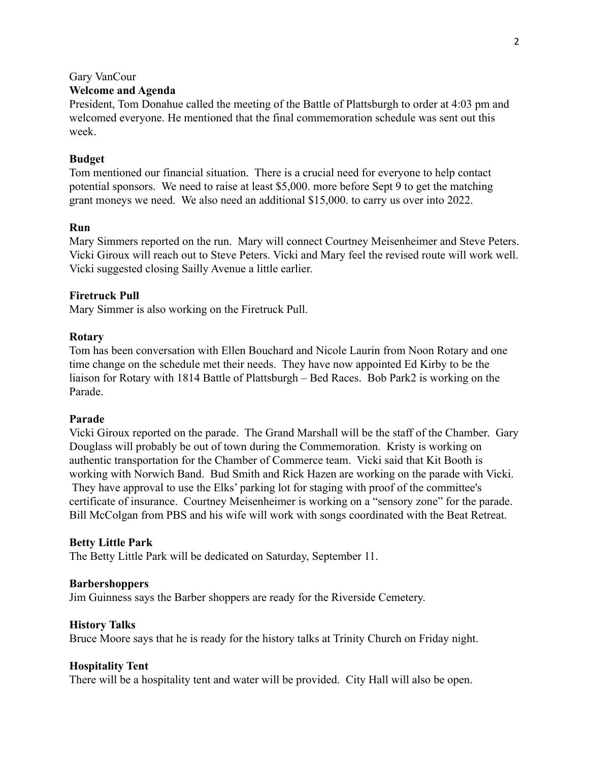Gary VanCour

**Welcome and Agenda**

President, Tom Donahue called the meeting of the Battle of Plattsburgh to order at 4:03 pm and welcomed everyone. He mentioned that the final commemoration schedule was sent out this week.

**Budget**

Tom mentioned our financial situation. There is a crucial need for everyone to help contact potential sponsors. We need to raise at least $5,000. more before Sept 9 to get the matching grant moneys we need. We also need an additional $15,000. to carry us over into 2022.

**Run**

Mary Simmers reported on the run. Mary will connect Courtney Meisenheimer and Steve Peters. Vicki Giroux will reach out to Steve Peters. Vicki and Mary feel the revised route will work well. Vicki suggested closing Sailly Avenue a little earlier.

**Firetruck Pull**

Mary Simmer is also working on the Firetruck Pull.

**Rotary**

Tom has been conversation with Ellen Bouchard and Nicole Laurin from Noon Rotary and one time change on the schedule met their needs. They have now appointed Ed Kirby to be the liaison for Rotary with 1814 Battle of Plattsburgh – Bed Races. Bob Park2 is working on the Parade.

**Parade**

Vicki Giroux reported on the parade. The Grand Marshall will be the staff of the Chamber. Gary Douglass will probably be out of town during the Commemoration. Kristy is working on authentic transportation for the Chamber of Commerce team. Vicki said that Kit Booth is working with Norwich Band. Bud Smith and Rick Hazen are working on the parade with Vicki. They have approval to use the Elks' parking lot for staging with proof of the committee's certificate of insurance. Courtney Meisenheimer is working on a "sensory zone" for the parade. Bill McColgan from PBS and his wife will work with songs coordinated with the Beat Retreat.

**Betty Little Park**

The Betty Little Park will be dedicated on Saturday, September 11.

**Barbershoppers**

Jim Guinness says the Barber shoppers are ready for the Riverside Cemetery.

**History Talks**

Bruce Moore says that he is ready for the history talks at Trinity Church on Friday night.

**Hospitality Tent**

There will be a hospitality tent and water will be provided. City Hall will also be open.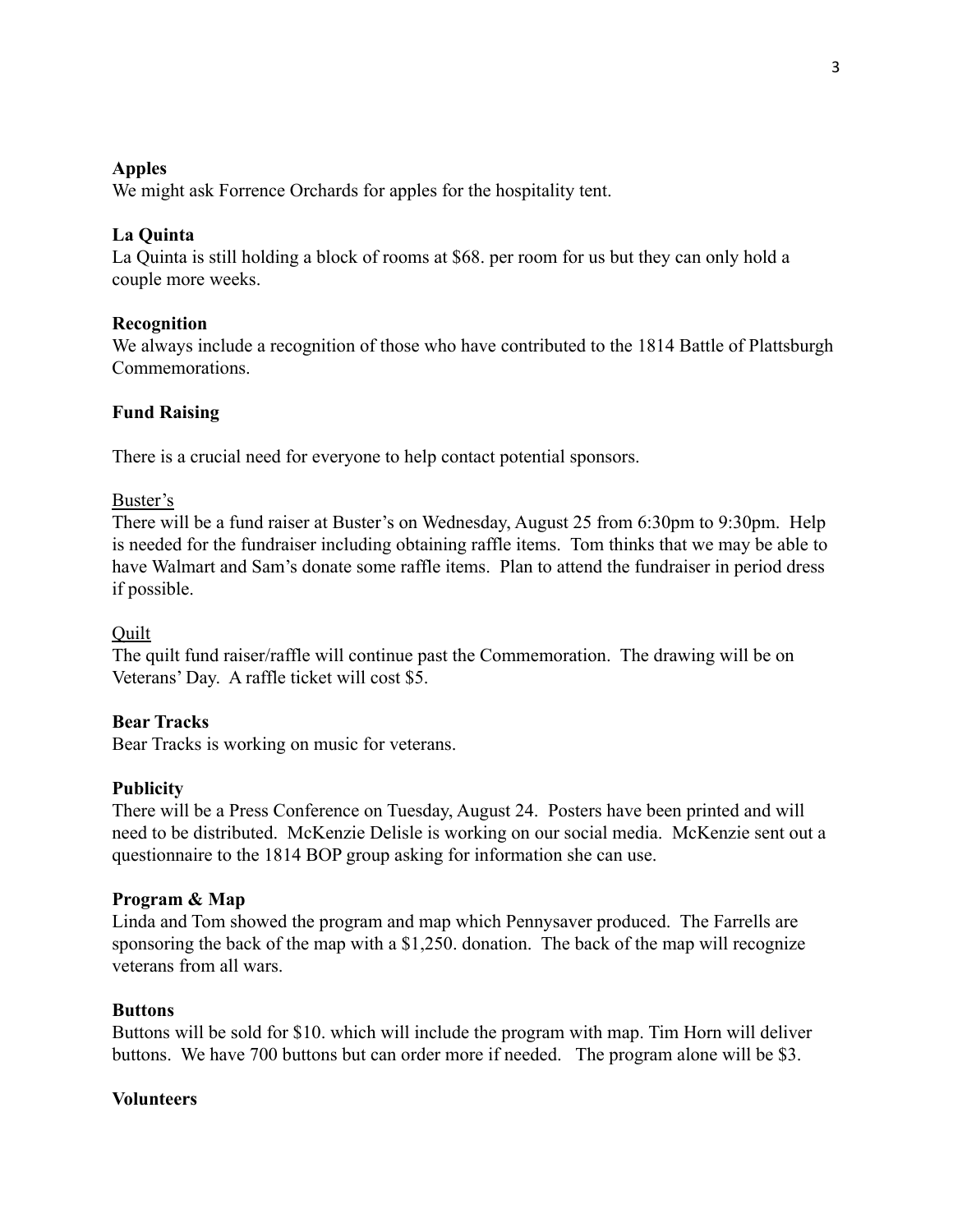**Apples**

We might ask Forrence Orchards for apples for the hospitality tent.

**La Quinta**

La Quinta is still holding a block of rooms at $68. per room for us but they can only hold a couple more weeks.

**Recognition**

We always include a recognition of those who have contributed to the 1814 Battle of Plattsburgh Commemorations.

**Fund Raising**

There is a crucial need for everyone to help contact potential sponsors.

<u>Buster's</u>

There will be a fund raiser at Buster's on Wednesday, August 25 from 6:30pm to 9:30pm. Help is needed for the fundraiser including obtaining raffle items. Tom thinks that we may be able to have Walmart and Sam's donate some raffle items. Plan to attend the fundraiser in period dress if possible.

<u>Quilt</u>

The quilt fund raiser/raffle will continue past the Commemoration. The drawing will be on Veterans' Day. A raffle ticket will cost $5.

**Bear Tracks**

Bear Tracks is working on music for veterans.

**Publicity**

There will be a Press Conference on Tuesday, August 24. Posters have been printed and will need to be distributed. McKenzie Delisle is working on our social media. McKenzie sent out a questionnaire to the 1814 BOP group asking for information she can use.

**Program & Map**

Linda and Tom showed the program and map which Pennysaver produced. The Farrells are sponsoring the back of the map with a $1,250. donation. The back of the map will recognize veterans from all wars.

**Buttons**

Buttons will be sold for $10. which will include the program with map. Tim Horn will deliver buttons. We have 700 buttons but can order more if needed. The program alone will be $3.

**Volunteers**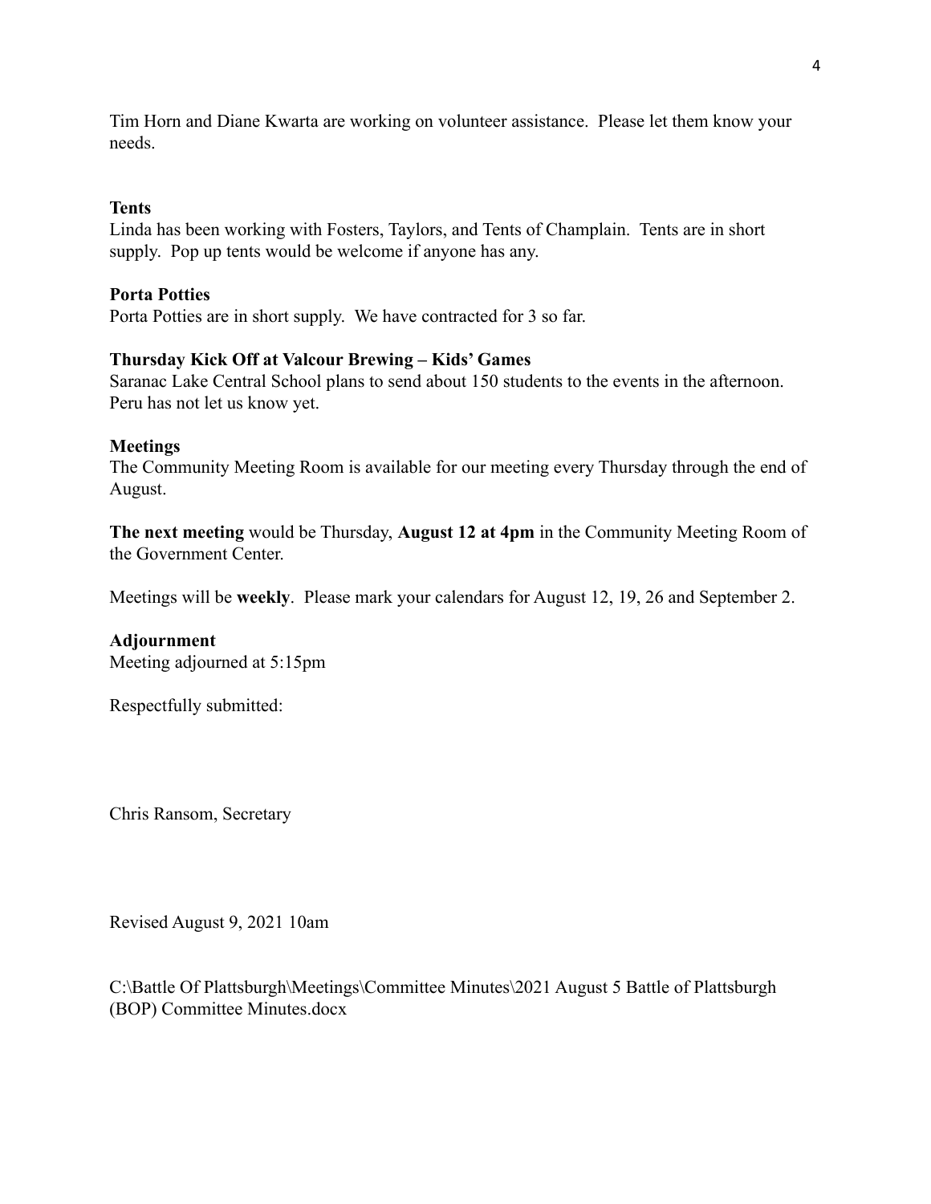Tim Horn and Diane Kwarta are working on volunteer assistance. Please let them know your needs.

**Tents**
Linda has been working with Fosters, Taylors, and Tents of Champlain. Tents are in short supply. Pop up tents would be welcome if anyone has any.

**Porta Potties**
Porta Potties are in short supply. We have contracted for 3 so far.

**Thursday Kick Off at Valcour Brewing – Kids' Games**
Saranac Lake Central School plans to send about 150 students to the events in the afternoon. Peru has not let us know yet.

**Meetings**
The Community Meeting Room is available for our meeting every Thursday through the end of August.

**The next meeting** would be Thursday, **August 12 at 4pm** in the Community Meeting Room of the Government Center.

Meetings will be **weekly**. Please mark your calendars for August 12, 19, 26 and September 2.

**Adjournment**
Meeting adjourned at 5:15pm

Respectfully submitted:

Chris Ransom, Secretary

Revised August 9, 2021 10am

C:\Battle Of Plattsburgh\Meetings\Committee Minutes\2021 August 5 Battle of Plattsburgh (BOP) Committee Minutes.docx